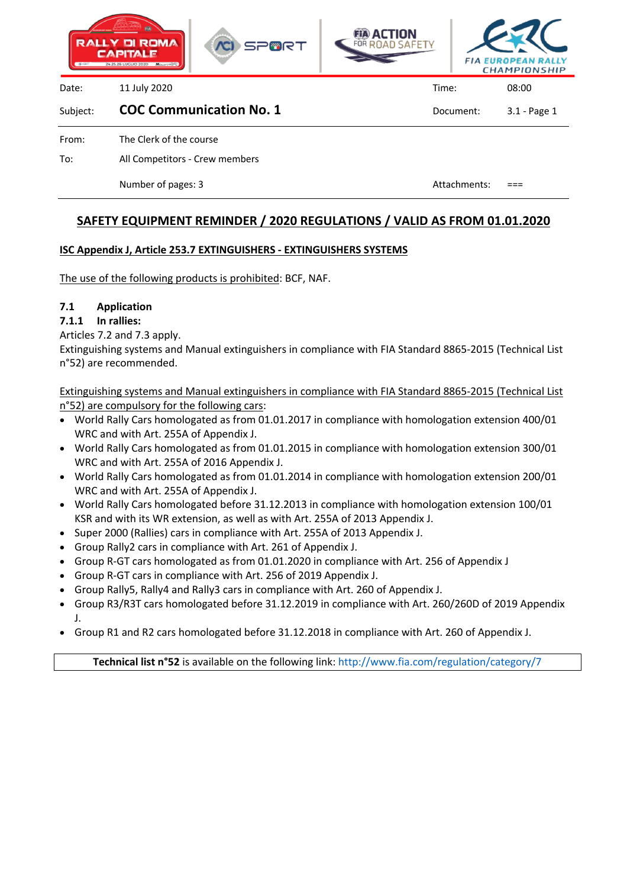| Date: | 11 July 2020 | Time: | 08:00 |
|---|---|---|---|
| Subject: | **COC Communication No. 1** | Document: | 3.1 - Page 1 |
| From: | The Clerk of the course | | |
| To: | All Competitors - Crew members | | |
| | Number of pages: 3 | Attachments: | === |

## SAFETY EQUIPMENT REMINDER / 2020 REGULATIONS / VALID AS FROM 01.01.2020

### ISC Appendix J, Article 253.7 EXTINGUISHERS - EXTINGUISHERS SYSTEMS

The use of the following products is prohibited: BCF, NAF.

**7.1 Application**

**7.1.1 In rallies:**

Articles 7.2 and 7.3 apply.

Extinguishing systems and Manual extinguishers in compliance with FIA Standard 8865-2015 (Technical List n°52) are recommended.

Extinguishing systems and Manual extinguishers in compliance with FIA Standard 8865-2015 (Technical List n°52) are compulsory for the following cars:

- World Rally Cars homologated as from 01.01.2017 in compliance with homologation extension 400/01 WRC and with Art. 255A of Appendix J.
- World Rally Cars homologated as from 01.01.2015 in compliance with homologation extension 300/01 WRC and with Art. 255A of 2016 Appendix J.
- World Rally Cars homologated as from 01.01.2014 in compliance with homologation extension 200/01 WRC and with Art. 255A of Appendix J.
- World Rally Cars homologated before 31.12.2013 in compliance with homologation extension 100/01 KSR and with its WR extension, as well as with Art. 255A of 2013 Appendix J.
- Super 2000 (Rallies) cars in compliance with Art. 255A of 2013 Appendix J.
- Group Rally2 cars in compliance with Art. 261 of Appendix J.
- Group R-GT cars homologated as from 01.01.2020 in compliance with Art. 256 of Appendix J
- Group R-GT cars in compliance with Art. 256 of 2019 Appendix J.
- Group Rally5, Rally4 and Rally3 cars in compliance with Art. 260 of Appendix J.
- Group R3/R3T cars homologated before 31.12.2019 in compliance with Art. 260/260D of 2019 Appendix J.
- Group R1 and R2 cars homologated before 31.12.2018 in compliance with Art. 260 of Appendix J.

**Technical list n°52** is available on the following link: http://www.fia.com/regulation/category/7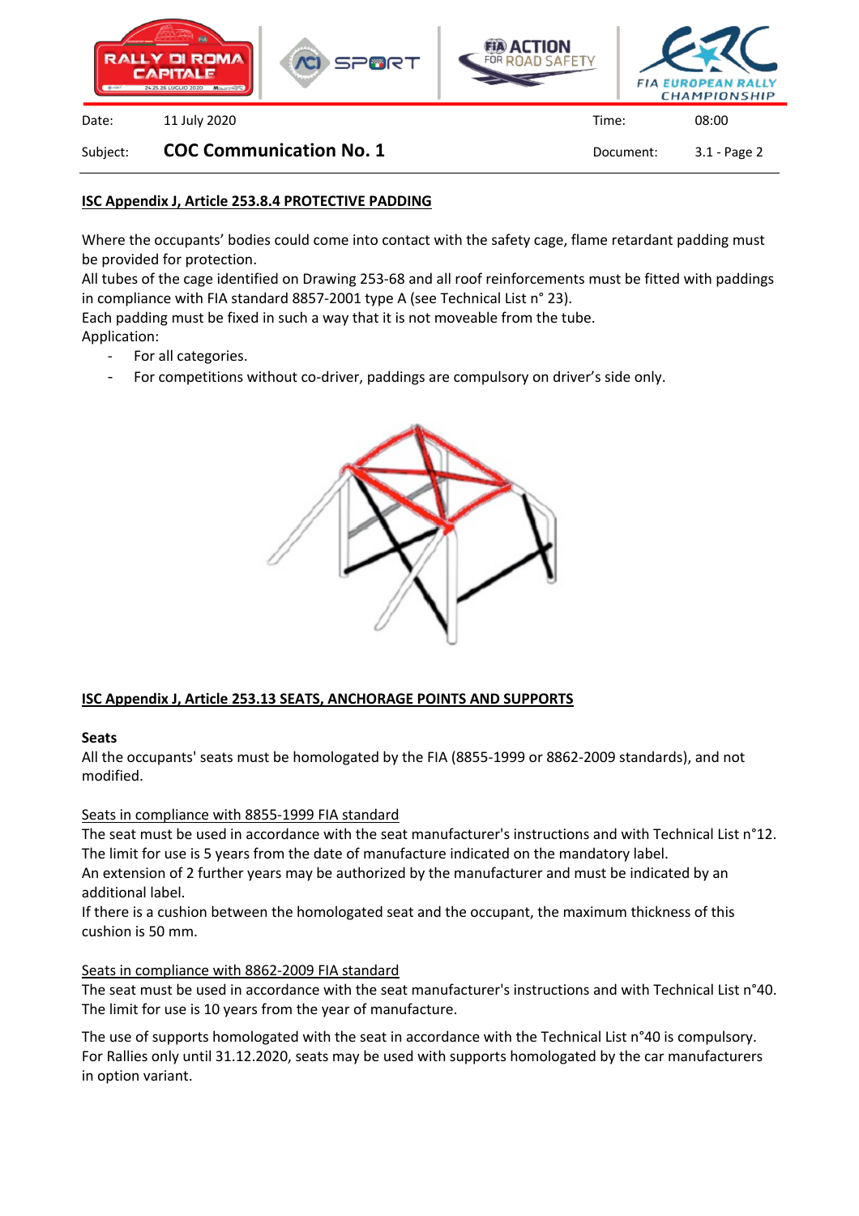## ISC Appendix J, Article 253.8.4 PROTECTIVE PADDING

Where the occupants' bodies could come into contact with the safety cage, flame retardant padding must be provided for protection.
All tubes of the cage identified on Drawing 253-68 and all roof reinforcements must be fitted with paddings in compliance with FIA standard 8857-2001 type A (see Technical List n° 23).
Each padding must be fixed in such a way that it is not moveable from the tube.
Application:

- For all categories.
- For competitions without co-driver, paddings are compulsory on driver's side only.

## ISC Appendix J, Article 253.13 SEATS, ANCHORAGE POINTS AND SUPPORTS

**Seats**

All the occupants' seats must be homologated by the FIA (8855-1999 or 8862-2009 standards), and not modified.

Seats in compliance with 8855-1999 FIA standard

The seat must be used in accordance with the seat manufacturer's instructions and with Technical List n°12.
The limit for use is 5 years from the date of manufacture indicated on the mandatory label.
An extension of 2 further years may be authorized by the manufacturer and must be indicated by an additional label.
If there is a cushion between the homologated seat and the occupant, the maximum thickness of this cushion is 50 mm.

Seats in compliance with 8862-2009 FIA standard

The seat must be used in accordance with the seat manufacturer's instructions and with Technical List n°40.
The limit for use is 10 years from the year of manufacture.

The use of supports homologated with the seat in accordance with the Technical List n°40 is compulsory.
For Rallies only until 31.12.2020, seats may be used with supports homologated by the car manufacturers in option variant.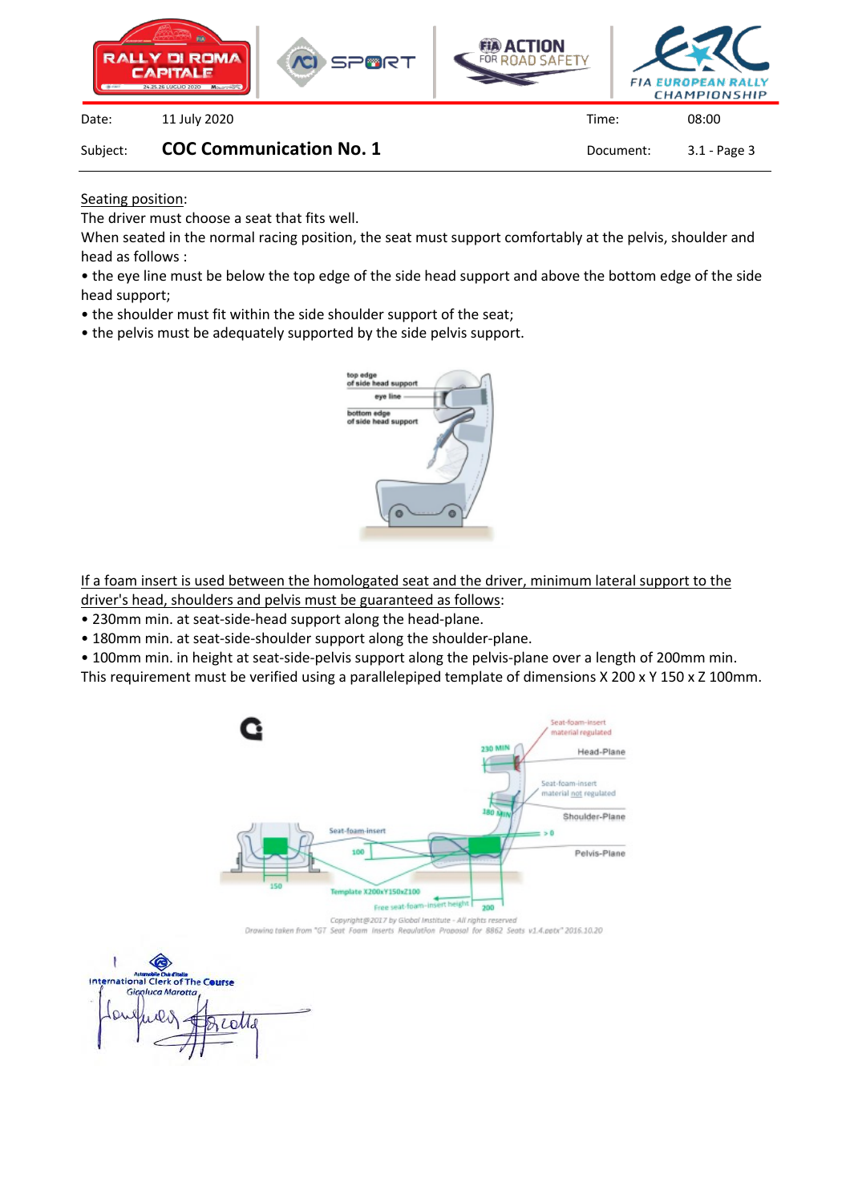Date: 11 July 2020 | Time: 08:00

Subject: **COC Communication No. 1** | Document: 3.1 - Page 3

Seating position:

The driver must choose a seat that fits well.

When seated in the normal racing position, the seat must support comfortably at the pelvis, shoulder and head as follows :

- the eye line must be below the top edge of the side head support and above the bottom edge of the side head support;
- the shoulder must fit within the side shoulder support of the seat;
- the pelvis must be adequately supported by the side pelvis support.

top edge of side head support

eye line

bottom edge of side head support

If a foam insert is used between the homologated seat and the driver, minimum lateral support to the driver's head, shoulders and pelvis must be guaranteed as follows:

- 230mm min. at seat-side-head support along the head-plane.
- 180mm min. at seat-side-shoulder support along the shoulder-plane.
- 100mm min. in height at seat-side-pelvis support along the pelvis-plane over a length of 200mm min.

This requirement must be verified using a parallelepiped template of dimensions X 200 x Y 150 x Z 100mm.

Seat-foam-insert material regulated

230 MIN

Head-Plane

Seat-foam-insert material not regulated

180 MIN

Shoulder-Plane

Seat-foam-insert

> 0

100

Pelvis-Plane

150

Template X200xY150xZ100

Free seat-foam-insert height

200

Copyright@2017 by Global Institute - All rights reserved

Drawing taken from "GT Seat Foam Inserts Regulation Proposal for 8862 Seats v1.4.pptx" 2016.10.20

International Clerk of The Course
Gianluca Marotta